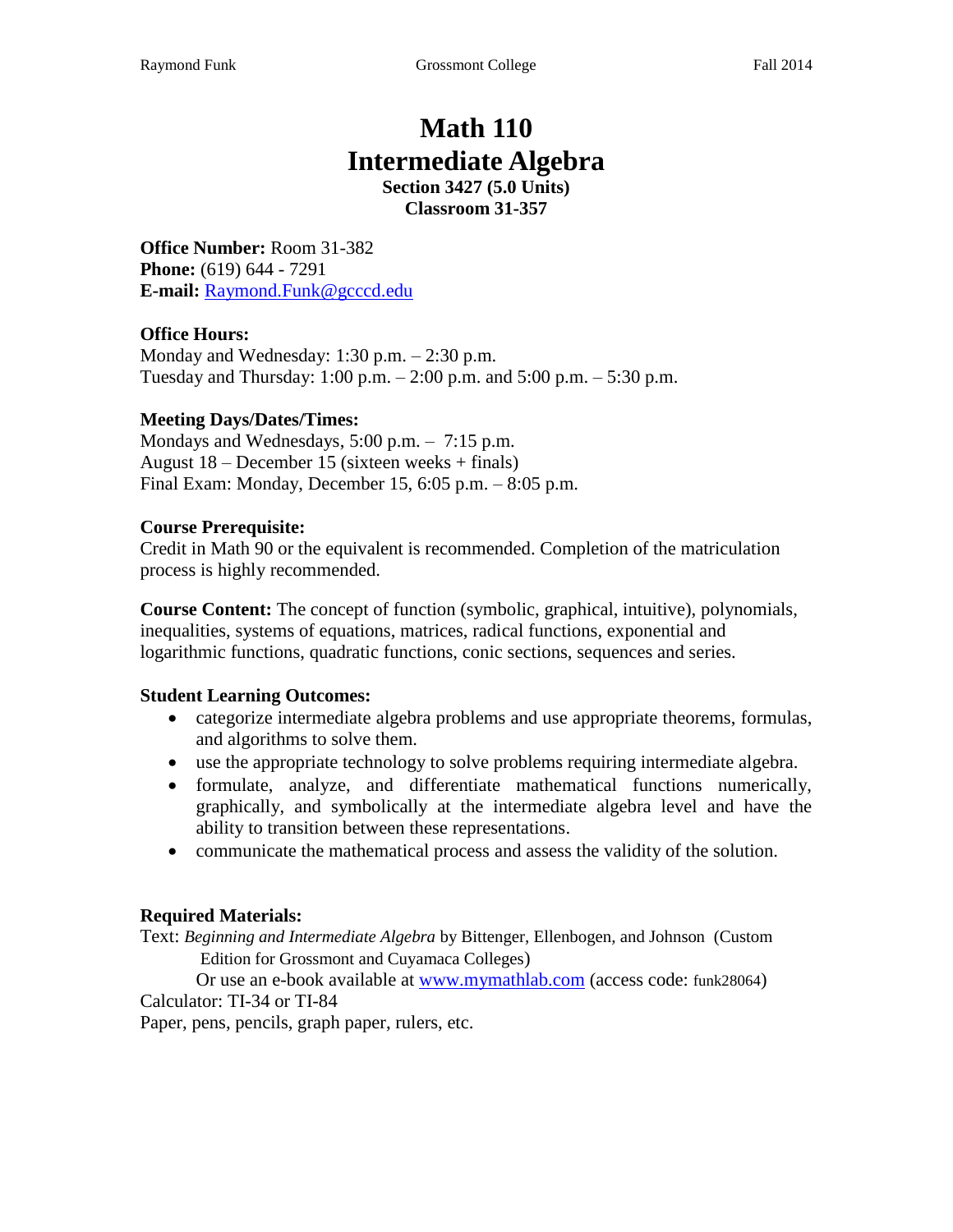# Math 110
# Intermediate Algebra

**Section 3427 (5.0 Units)**
**Classroom 31-357**

**Office Number:** Room 31-382
**Phone:** (619) 644 - 7291
**E-mail:** Raymond.Funk@gcccd.edu

**Office Hours:**
Monday and Wednesday: 1:30 p.m. – 2:30 p.m.
Tuesday and Thursday: 1:00 p.m. – 2:00 p.m. and 5:00 p.m. – 5:30 p.m.

**Meeting Days/Dates/Times:**
Mondays and Wednesdays, 5:00 p.m. – 7:15 p.m.
August 18 – December 15 (sixteen weeks + finals)
Final Exam: Monday, December 15, 6:05 p.m. – 8:05 p.m.

**Course Prerequisite:**
Credit in Math 90 or the equivalent is recommended. Completion of the matriculation process is highly recommended.

**Course Content:** The concept of function (symbolic, graphical, intuitive), polynomials, inequalities, systems of equations, matrices, radical functions, exponential and logarithmic functions, quadratic functions, conic sections, sequences and series.

**Student Learning Outcomes:**

- categorize intermediate algebra problems and use appropriate theorems, formulas, and algorithms to solve them.
- use the appropriate technology to solve problems requiring intermediate algebra.
- formulate, analyze, and differentiate mathematical functions numerically, graphically, and symbolically at the intermediate algebra level and have the ability to transition between these representations.
- communicate the mathematical process and assess the validity of the solution.

**Required Materials:**
Text: *Beginning and Intermediate Algebra* by Bittenger, Ellenbogen, and Johnson (Custom Edition for Grossmont and Cuyamaca Colleges)
Or use an e-book available at www.mymathlab.com (access code: funk28064)
Calculator: TI-34 or TI-84
Paper, pens, pencils, graph paper, rulers, etc.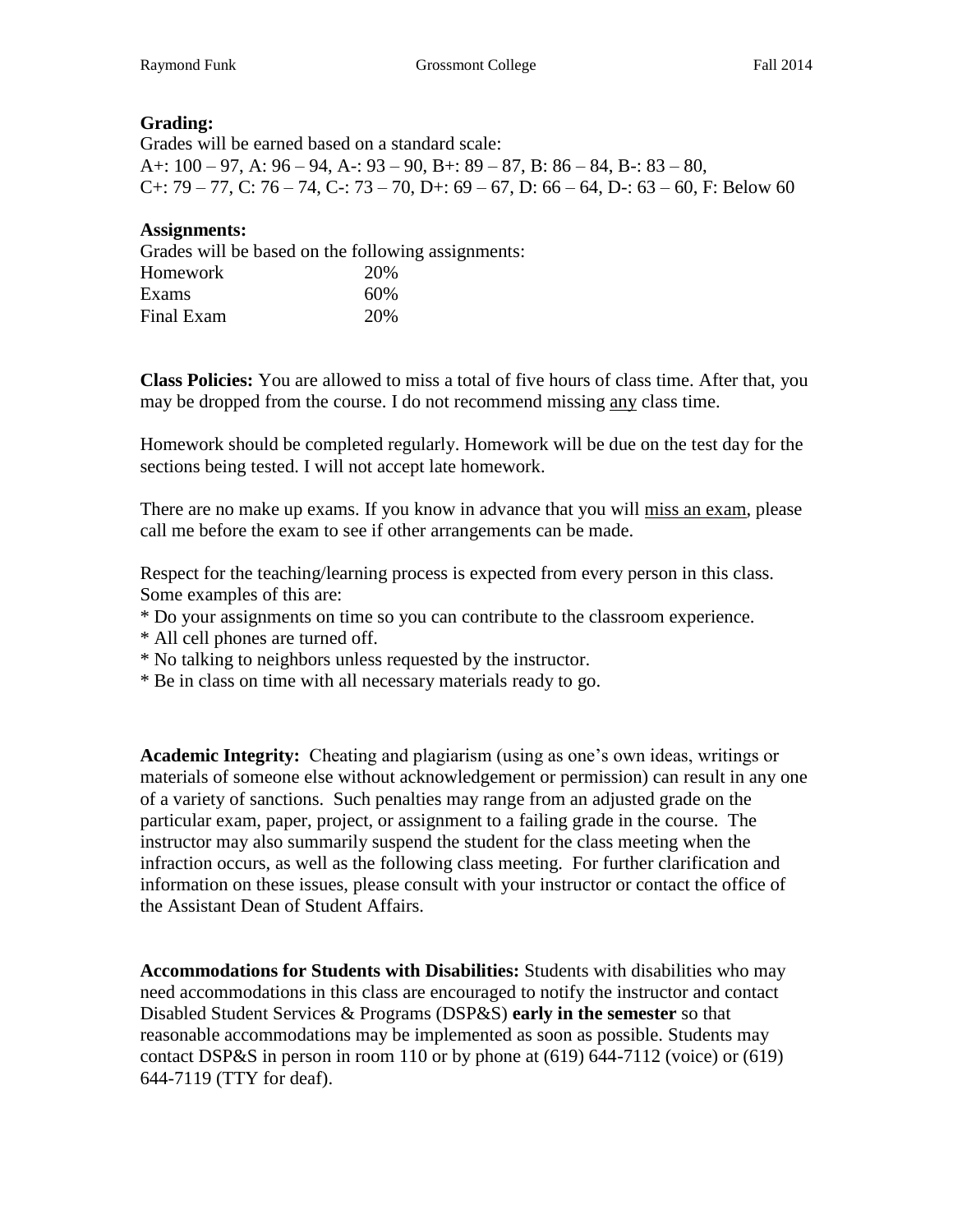**Grading:**
Grades will be earned based on a standard scale:
A+: 100 – 97, A: 96 – 94, A-: 93 – 90, B+: 89 – 87, B: 86 – 84, B-: 83 – 80,
C+: 79 – 77, C: 76 – 74, C-: 73 – 70, D+: 69 – 67, D: 66 – 64, D-: 63 – 60, F: Below 60

**Assignments:**
Grades will be based on the following assignments:

| | |
|---|---|
| Homework | 20% |
| Exams | 60% |
| Final Exam | 20% |

**Class Policies:** You are allowed to miss a total of five hours of class time. After that, you may be dropped from the course. I do not recommend missing <u>any</u> class time.

Homework should be completed regularly. Homework will be due on the test day for the sections being tested. I will not accept late homework.

There are no make up exams. If you know in advance that you will <u>miss an exam</u>, please call me before the exam to see if other arrangements can be made.

Respect for the teaching/learning process is expected from every person in this class. Some examples of this are:
* Do your assignments on time so you can contribute to the classroom experience.
* All cell phones are turned off.
* No talking to neighbors unless requested by the instructor.
* Be in class on time with all necessary materials ready to go.

**Academic Integrity:** Cheating and plagiarism (using as one's own ideas, writings or materials of someone else without acknowledgement or permission) can result in any one of a variety of sanctions. Such penalties may range from an adjusted grade on the particular exam, paper, project, or assignment to a failing grade in the course. The instructor may also summarily suspend the student for the class meeting when the infraction occurs, as well as the following class meeting. For further clarification and information on these issues, please consult with your instructor or contact the office of the Assistant Dean of Student Affairs.

**Accommodations for Students with Disabilities:** Students with disabilities who may need accommodations in this class are encouraged to notify the instructor and contact Disabled Student Services & Programs (DSP&S) **early in the semester** so that reasonable accommodations may be implemented as soon as possible. Students may contact DSP&S in person in room 110 or by phone at (619) 644-7112 (voice) or (619) 644-7119 (TTY for deaf).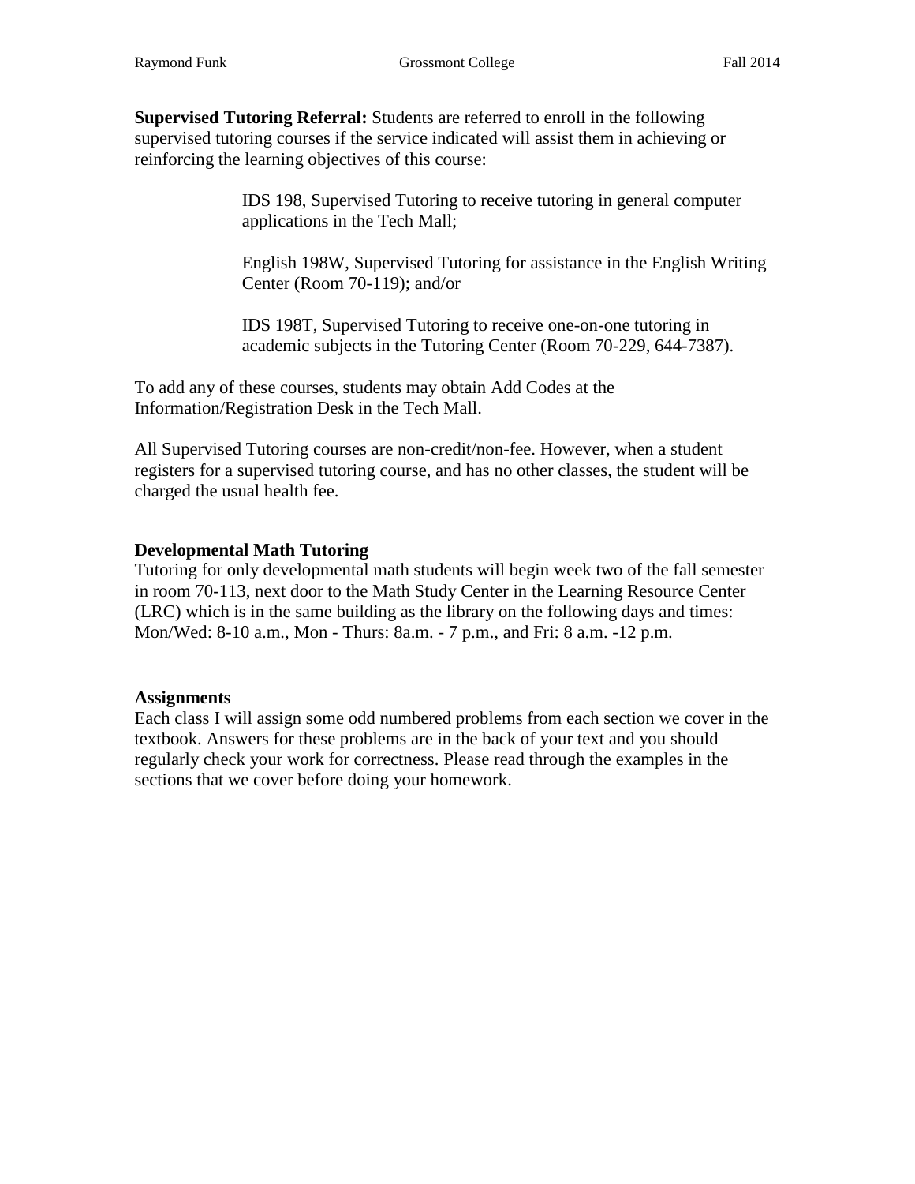**Supervised Tutoring Referral:** Students are referred to enroll in the following supervised tutoring courses if the service indicated will assist them in achieving or reinforcing the learning objectives of this course:

> IDS 198, Supervised Tutoring to receive tutoring in general computer applications in the Tech Mall;
>
> English 198W, Supervised Tutoring for assistance in the English Writing Center (Room 70-119); and/or
>
> IDS 198T, Supervised Tutoring to receive one-on-one tutoring in academic subjects in the Tutoring Center (Room 70-229, 644-7387).

To add any of these courses, students may obtain Add Codes at the Information/Registration Desk in the Tech Mall.

All Supervised Tutoring courses are non-credit/non-fee. However, when a student registers for a supervised tutoring course, and has no other classes, the student will be charged the usual health fee.

### Developmental Math Tutoring

Tutoring for only developmental math students will begin week two of the fall semester in room 70-113, next door to the Math Study Center in the Learning Resource Center (LRC) which is in the same building as the library on the following days and times: Mon/Wed: 8-10 a.m., Mon - Thurs: 8a.m. - 7 p.m., and Fri: 8 a.m. -12 p.m.

### Assignments

Each class I will assign some odd numbered problems from each section we cover in the textbook. Answers for these problems are in the back of your text and you should regularly check your work for correctness. Please read through the examples in the sections that we cover before doing your homework.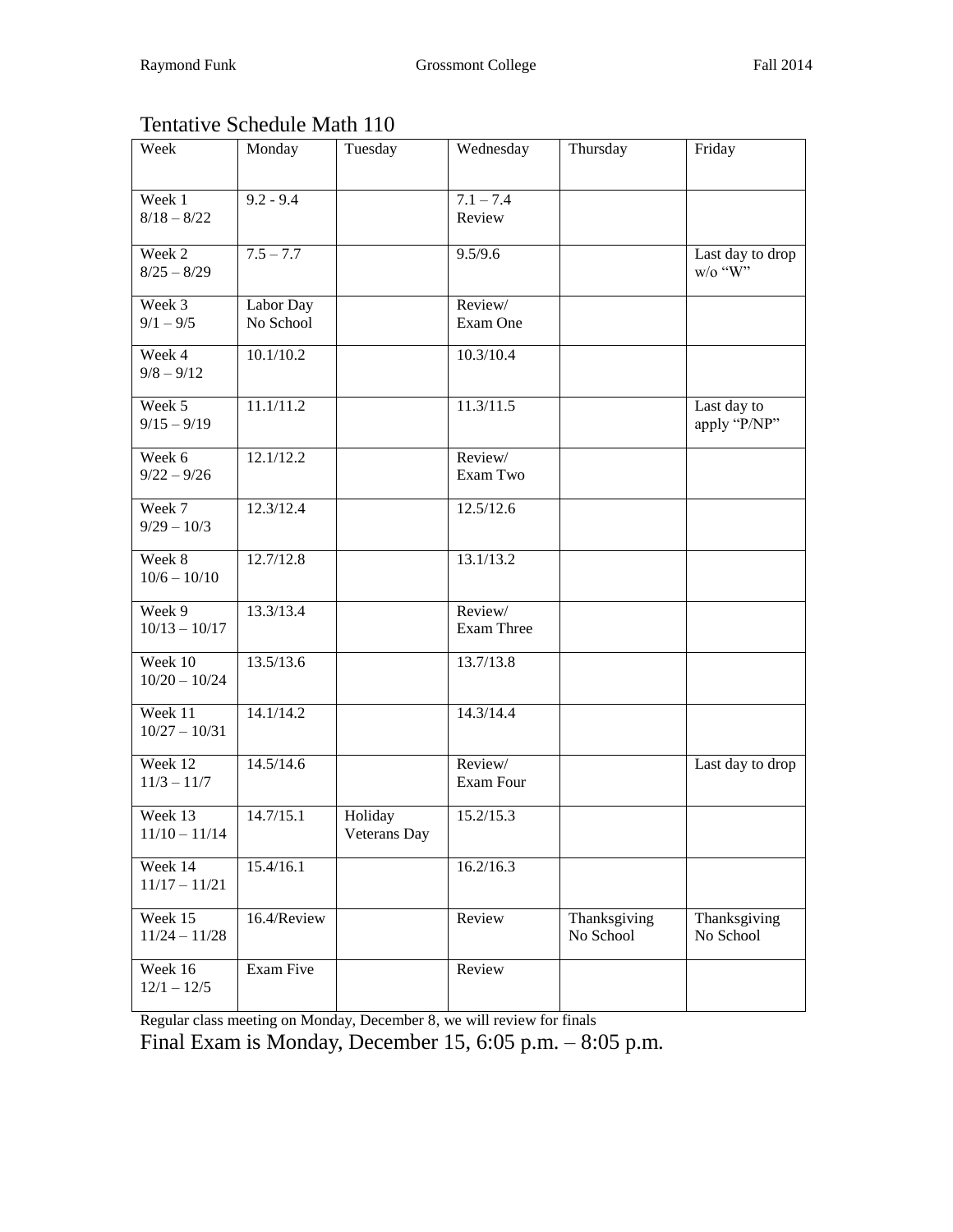# Tentative Schedule Math 110

| Week | Monday | Tuesday | Wednesday | Thursday | Friday |
|---|---|---|---|---|---|
| Week 1 8/18 – 8/22 | 9.2 - 9.4 | | 7.1 – 7.4 Review | | |
| Week 2 8/25 – 8/29 | 7.5 – 7.7 | | 9.5/9.6 | | Last day to drop w/o "W" |
| Week 3 9/1 – 9/5 | Labor Day No School | | Review/ Exam One | | |
| Week 4 9/8 – 9/12 | 10.1/10.2 | | 10.3/10.4 | | |
| Week 5 9/15 – 9/19 | 11.1/11.2 | | 11.3/11.5 | | Last day to apply "P/NP" |
| Week 6 9/22 – 9/26 | 12.1/12.2 | | Review/ Exam Two | | |
| Week 7 9/29 – 10/3 | 12.3/12.4 | | 12.5/12.6 | | |
| Week 8 10/6 – 10/10 | 12.7/12.8 | | 13.1/13.2 | | |
| Week 9 10/13 – 10/17 | 13.3/13.4 | | Review/ Exam Three | | |
| Week 10 10/20 – 10/24 | 13.5/13.6 | | 13.7/13.8 | | |
| Week 11 10/27 – 10/31 | 14.1/14.2 | | 14.3/14.4 | | |
| Week 12 11/3 – 11/7 | 14.5/14.6 | | Review/ Exam Four | | Last day to drop |
| Week 13 11/10 – 11/14 | 14.7/15.1 | Holiday Veterans Day | 15.2/15.3 | | |
| Week 14 11/17 – 11/21 | 15.4/16.1 | | 16.2/16.3 | | |
| Week 15 11/24 – 11/28 | 16.4/Review | | Review | Thanksgiving No School | Thanksgiving No School |
| Week 16 12/1 – 12/5 | Exam Five | | Review | | |

Regular class meeting on Monday, December 8, we will review for finals

Final Exam is Monday, December 15, 6:05 p.m. – 8:05 p.m.